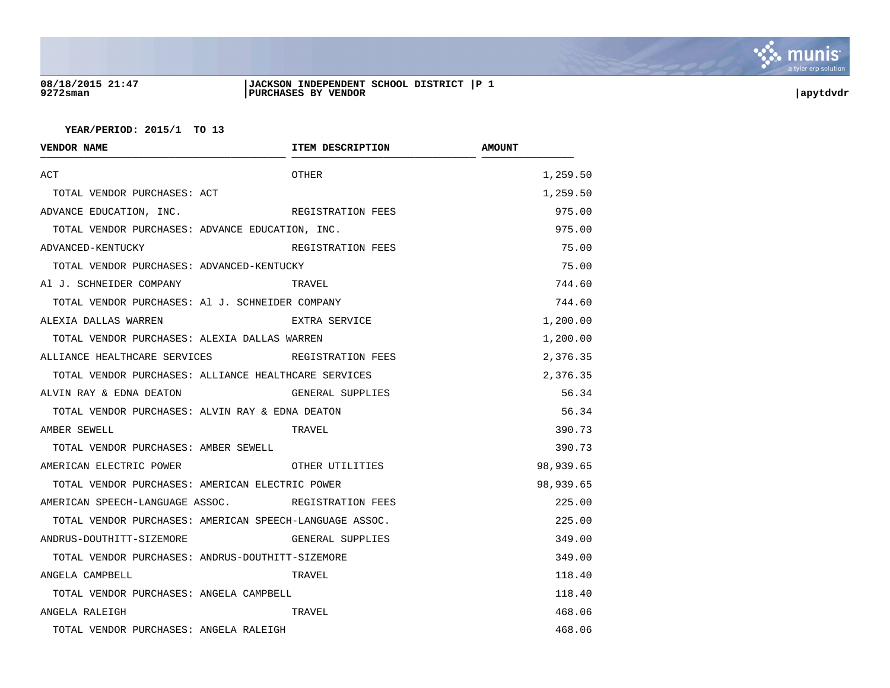08/18/2015 21:47
9272sman

**JACKSON INDEPENDENT SCHOOL DISTRICT**
**PURCHASES BY VENDOR**

apytdvdr

**YEAR/PERIOD: 2015/1 TO 13**

| VENDOR NAME | ITEM DESCRIPTION | AMOUNT |
|---|---|---|
| ACT | OTHER | 1,259.50 |
| TOTAL VENDOR PURCHASES: ACT | | 1,259.50 |
| ADVANCE EDUCATION, INC. | REGISTRATION FEES | 975.00 |
| TOTAL VENDOR PURCHASES: ADVANCE EDUCATION, INC. | | 975.00 |
| ADVANCED-KENTUCKY | REGISTRATION FEES | 75.00 |
| TOTAL VENDOR PURCHASES: ADVANCED-KENTUCKY | | 75.00 |
| Al J. SCHNEIDER COMPANY | TRAVEL | 744.60 |
| TOTAL VENDOR PURCHASES: Al J. SCHNEIDER COMPANY | | 744.60 |
| ALEXIA DALLAS WARREN | EXTRA SERVICE | 1,200.00 |
| TOTAL VENDOR PURCHASES: ALEXIA DALLAS WARREN | | 1,200.00 |
| ALLIANCE HEALTHCARE SERVICES | REGISTRATION FEES | 2,376.35 |
| TOTAL VENDOR PURCHASES: ALLIANCE HEALTHCARE SERVICES | | 2,376.35 |
| ALVIN RAY & EDNA DEATON | GENERAL SUPPLIES | 56.34 |
| TOTAL VENDOR PURCHASES: ALVIN RAY & EDNA DEATON | | 56.34 |
| AMBER SEWELL | TRAVEL | 390.73 |
| TOTAL VENDOR PURCHASES: AMBER SEWELL | | 390.73 |
| AMERICAN ELECTRIC POWER | OTHER UTILITIES | 98,939.65 |
| TOTAL VENDOR PURCHASES: AMERICAN ELECTRIC POWER | | 98,939.65 |
| AMERICAN SPEECH-LANGUAGE ASSOC. | REGISTRATION FEES | 225.00 |
| TOTAL VENDOR PURCHASES: AMERICAN SPEECH-LANGUAGE ASSOC. | | 225.00 |
| ANDRUS-DOUTHITT-SIZEMORE | GENERAL SUPPLIES | 349.00 |
| TOTAL VENDOR PURCHASES: ANDRUS-DOUTHITT-SIZEMORE | | 349.00 |
| ANGELA CAMPBELL | TRAVEL | 118.40 |
| TOTAL VENDOR PURCHASES: ANGELA CAMPBELL | | 118.40 |
| ANGELA RALEIGH | TRAVEL | 468.06 |
| TOTAL VENDOR PURCHASES: ANGELA RALEIGH | | 468.06 |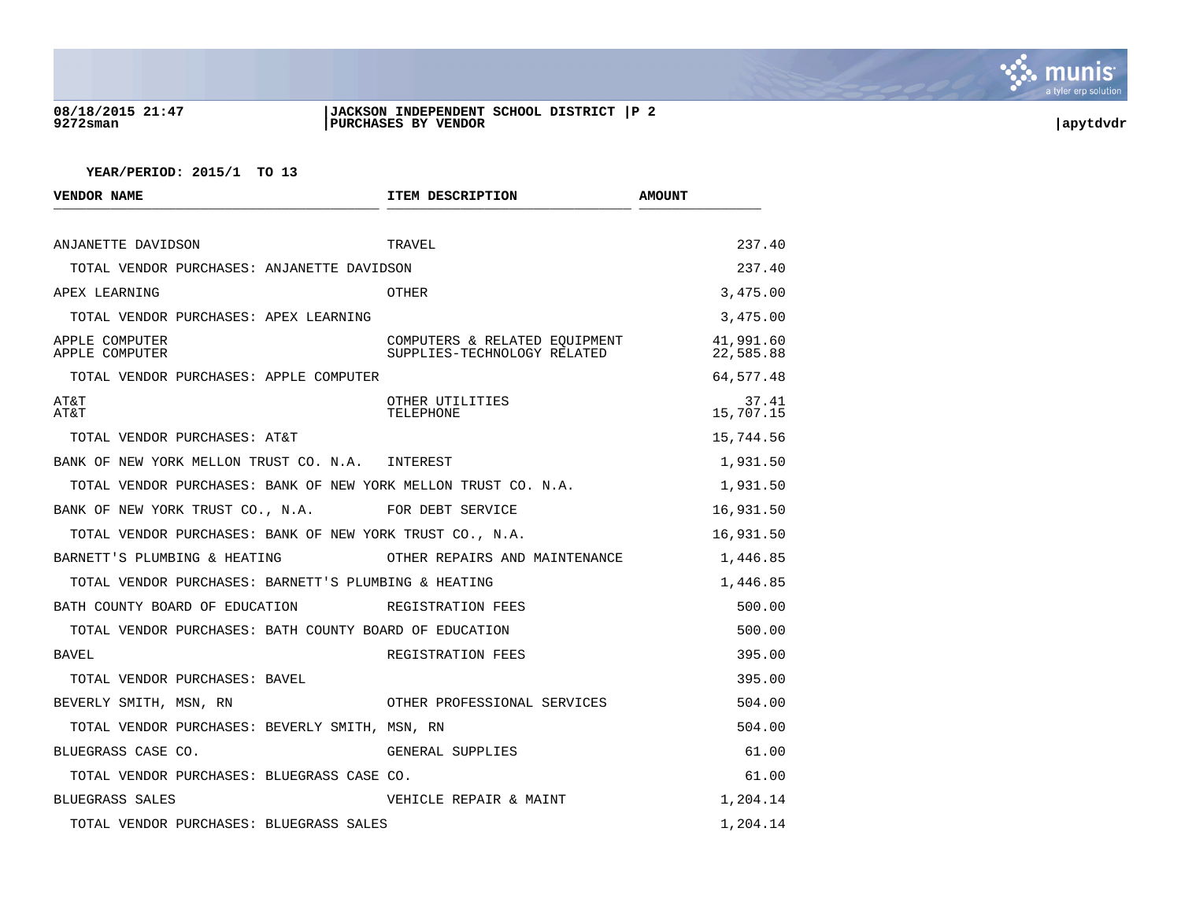**08/18/2015 21:47**
**9272sman**

**JACKSON INDEPENDENT SCHOOL DISTRICT**
**PURCHASES BY VENDOR**

**apytdvdr**

**YEAR/PERIOD: 2015/1 TO 13**

| VENDOR NAME | ITEM DESCRIPTION | AMOUNT |
|---|---|---|
| ANJANETTE DAVIDSON | TRAVEL | 237.40 |
| TOTAL VENDOR PURCHASES: ANJANETTE DAVIDSON | | 237.40 |
| APEX LEARNING | OTHER | 3,475.00 |
| TOTAL VENDOR PURCHASES: APEX LEARNING | | 3,475.00 |
| APPLE COMPUTER | COMPUTERS & RELATED EQUIPMENT | 41,991.60 |
| APPLE COMPUTER | SUPPLIES-TECHNOLOGY RELATED | 22,585.88 |
| TOTAL VENDOR PURCHASES: APPLE COMPUTER | | 64,577.48 |
| AT&T | OTHER UTILITIES | 37.41 |
| AT&T | TELEPHONE | 15,707.15 |
| TOTAL VENDOR PURCHASES: AT&T | | 15,744.56 |
| BANK OF NEW YORK MELLON TRUST CO. N.A. | INTEREST | 1,931.50 |
| TOTAL VENDOR PURCHASES: BANK OF NEW YORK MELLON TRUST CO. N.A. | | 1,931.50 |
| BANK OF NEW YORK TRUST CO., N.A. | FOR DEBT SERVICE | 16,931.50 |
| TOTAL VENDOR PURCHASES: BANK OF NEW YORK TRUST CO., N.A. | | 16,931.50 |
| BARNETT'S PLUMBING & HEATING | OTHER REPAIRS AND MAINTENANCE | 1,446.85 |
| TOTAL VENDOR PURCHASES: BARNETT'S PLUMBING & HEATING | | 1,446.85 |
| BATH COUNTY BOARD OF EDUCATION | REGISTRATION FEES | 500.00 |
| TOTAL VENDOR PURCHASES: BATH COUNTY BOARD OF EDUCATION | | 500.00 |
| BAVEL | REGISTRATION FEES | 395.00 |
| TOTAL VENDOR PURCHASES: BAVEL | | 395.00 |
| BEVERLY SMITH, MSN, RN | OTHER PROFESSIONAL SERVICES | 504.00 |
| TOTAL VENDOR PURCHASES: BEVERLY SMITH, MSN, RN | | 504.00 |
| BLUEGRASS CASE CO. | GENERAL SUPPLIES | 61.00 |
| TOTAL VENDOR PURCHASES: BLUEGRASS CASE CO. | | 61.00 |
| BLUEGRASS SALES | VEHICLE REPAIR & MAINT | 1,204.14 |
| TOTAL VENDOR PURCHASES: BLUEGRASS SALES | | 1,204.14 |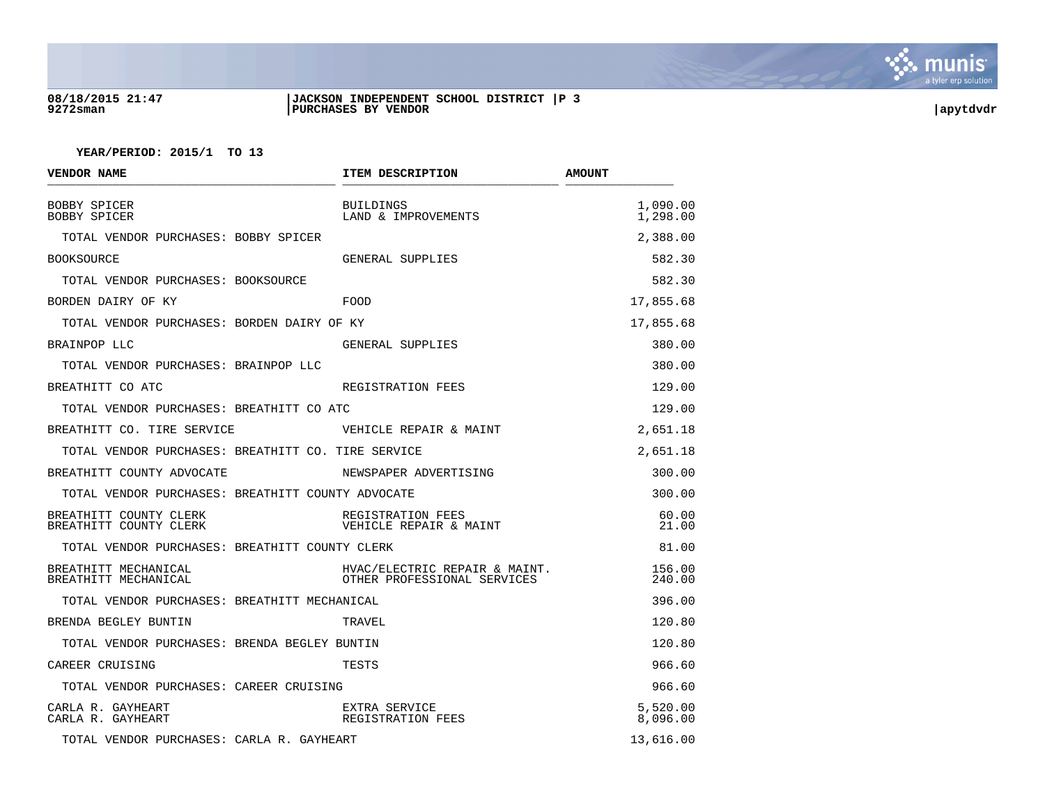**08/18/2015 21:47**
**9272sman**

**JACKSON INDEPENDENT SCHOOL DISTRICT**
**PURCHASES BY VENDOR**

**apytdvdr**

**YEAR/PERIOD: 2015/1 TO 13**

| VENDOR NAME | ITEM DESCRIPTION | AMOUNT |
|---|---|---|
| BOBBY SPICER | BUILDINGS | 1,090.00 |
| BOBBY SPICER | LAND & IMPROVEMENTS | 1,298.00 |
| TOTAL VENDOR PURCHASES: BOBBY SPICER | | 2,388.00 |
| BOOKSOURCE | GENERAL SUPPLIES | 582.30 |
| TOTAL VENDOR PURCHASES: BOOKSOURCE | | 582.30 |
| BORDEN DAIRY OF KY | FOOD | 17,855.68 |
| TOTAL VENDOR PURCHASES: BORDEN DAIRY OF KY | | 17,855.68 |
| BRAINPOP LLC | GENERAL SUPPLIES | 380.00 |
| TOTAL VENDOR PURCHASES: BRAINPOP LLC | | 380.00 |
| BREATHITT CO ATC | REGISTRATION FEES | 129.00 |
| TOTAL VENDOR PURCHASES: BREATHITT CO ATC | | 129.00 |
| BREATHITT CO. TIRE SERVICE | VEHICLE REPAIR & MAINT | 2,651.18 |
| TOTAL VENDOR PURCHASES: BREATHITT CO. TIRE SERVICE | | 2,651.18 |
| BREATHITT COUNTY ADVOCATE | NEWSPAPER ADVERTISING | 300.00 |
| TOTAL VENDOR PURCHASES: BREATHITT COUNTY ADVOCATE | | 300.00 |
| BREATHITT COUNTY CLERK | REGISTRATION FEES | 60.00 |
| BREATHITT COUNTY CLERK | VEHICLE REPAIR & MAINT | 21.00 |
| TOTAL VENDOR PURCHASES: BREATHITT COUNTY CLERK | | 81.00 |
| BREATHITT MECHANICAL | HVAC/ELECTRIC REPAIR & MAINT. | 156.00 |
| BREATHITT MECHANICAL | OTHER PROFESSIONAL SERVICES | 240.00 |
| TOTAL VENDOR PURCHASES: BREATHITT MECHANICAL | | 396.00 |
| BRENDA BEGLEY BUNTIN | TRAVEL | 120.80 |
| TOTAL VENDOR PURCHASES: BRENDA BEGLEY BUNTIN | | 120.80 |
| CAREER CRUISING | TESTS | 966.60 |
| TOTAL VENDOR PURCHASES: CAREER CRUISING | | 966.60 |
| CARLA R. GAYHEART | EXTRA SERVICE | 5,520.00 |
| CARLA R. GAYHEART | REGISTRATION FEES | 8,096.00 |
| TOTAL VENDOR PURCHASES: CARLA R. GAYHEART | | 13,616.00 |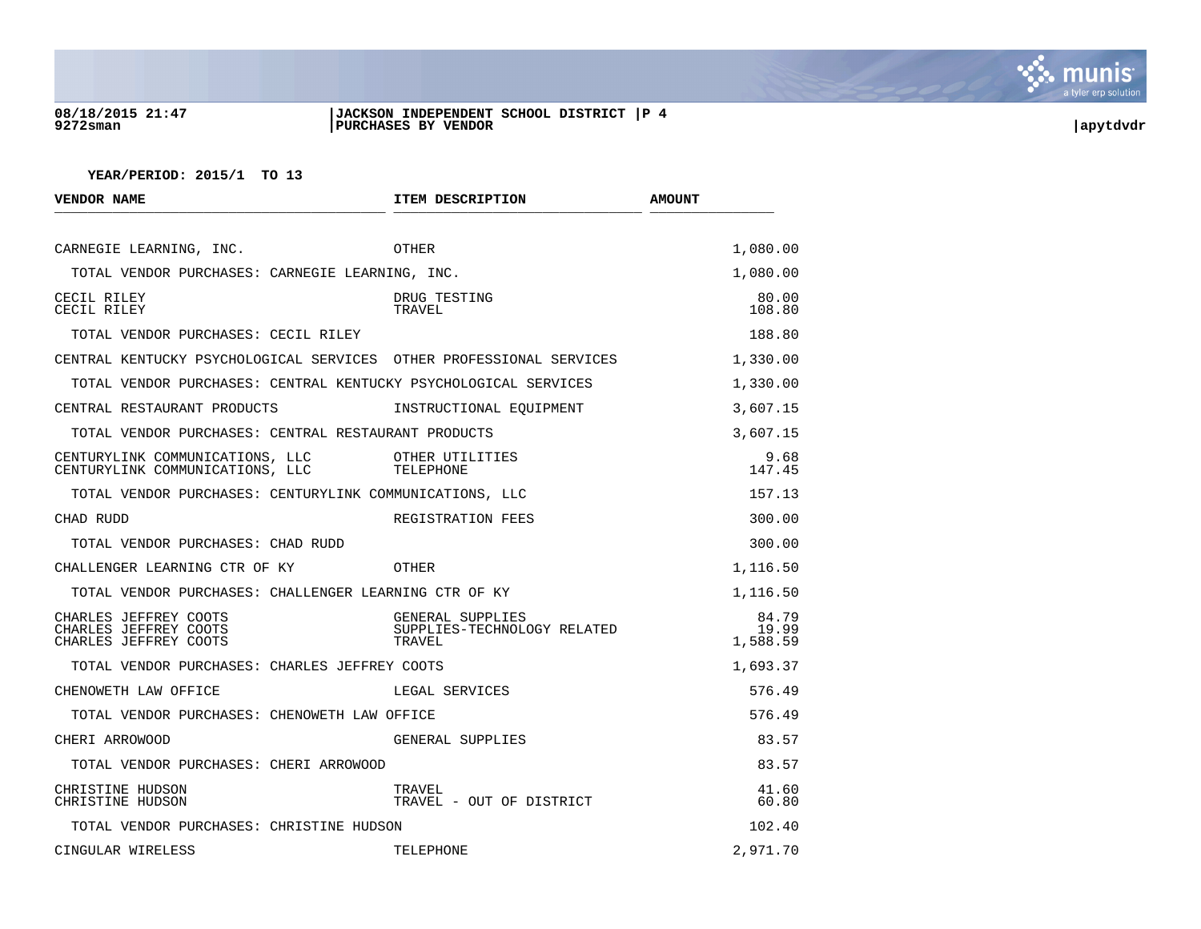**JACKSON INDEPENDENT SCHOOL DISTRICT**
**PURCHASES BY VENDOR**

**YEAR/PERIOD: 2015/1 TO 13**

| VENDOR NAME | ITEM DESCRIPTION | AMOUNT |
|---|---|---|
| CARNEGIE LEARNING, INC. | OTHER | 1,080.00 |
| TOTAL VENDOR PURCHASES: CARNEGIE LEARNING, INC. | | 1,080.00 |
| CECIL RILEY | DRUG TESTING | 80.00 |
| CECIL RILEY | TRAVEL | 108.80 |
| TOTAL VENDOR PURCHASES: CECIL RILEY | | 188.80 |
| CENTRAL KENTUCKY PSYCHOLOGICAL SERVICES | OTHER PROFESSIONAL SERVICES | 1,330.00 |
| TOTAL VENDOR PURCHASES: CENTRAL KENTUCKY PSYCHOLOGICAL SERVICES | | 1,330.00 |
| CENTRAL RESTAURANT PRODUCTS | INSTRUCTIONAL EQUIPMENT | 3,607.15 |
| TOTAL VENDOR PURCHASES: CENTRAL RESTAURANT PRODUCTS | | 3,607.15 |
| CENTURYLINK COMMUNICATIONS, LLC | OTHER UTILITIES | 9.68 |
| CENTURYLINK COMMUNICATIONS, LLC | TELEPHONE | 147.45 |
| TOTAL VENDOR PURCHASES: CENTURYLINK COMMUNICATIONS, LLC | | 157.13 |
| CHAD RUDD | REGISTRATION FEES | 300.00 |
| TOTAL VENDOR PURCHASES: CHAD RUDD | | 300.00 |
| CHALLENGER LEARNING CTR OF KY | OTHER | 1,116.50 |
| TOTAL VENDOR PURCHASES: CHALLENGER LEARNING CTR OF KY | | 1,116.50 |
| CHARLES JEFFREY COOTS | GENERAL SUPPLIES | 84.79 |
| CHARLES JEFFREY COOTS | SUPPLIES-TECHNOLOGY RELATED | 19.99 |
| CHARLES JEFFREY COOTS | TRAVEL | 1,588.59 |
| TOTAL VENDOR PURCHASES: CHARLES JEFFREY COOTS | | 1,693.37 |
| CHENOWETH LAW OFFICE | LEGAL SERVICES | 576.49 |
| TOTAL VENDOR PURCHASES: CHENOWETH LAW OFFICE | | 576.49 |
| CHERI ARROWOOD | GENERAL SUPPLIES | 83.57 |
| TOTAL VENDOR PURCHASES: CHERI ARROWOOD | | 83.57 |
| CHRISTINE HUDSON | TRAVEL | 41.60 |
| CHRISTINE HUDSON | TRAVEL - OUT OF DISTRICT | 60.80 |
| TOTAL VENDOR PURCHASES: CHRISTINE HUDSON | | 102.40 |
| CINGULAR WIRELESS | TELEPHONE | 2,971.70 |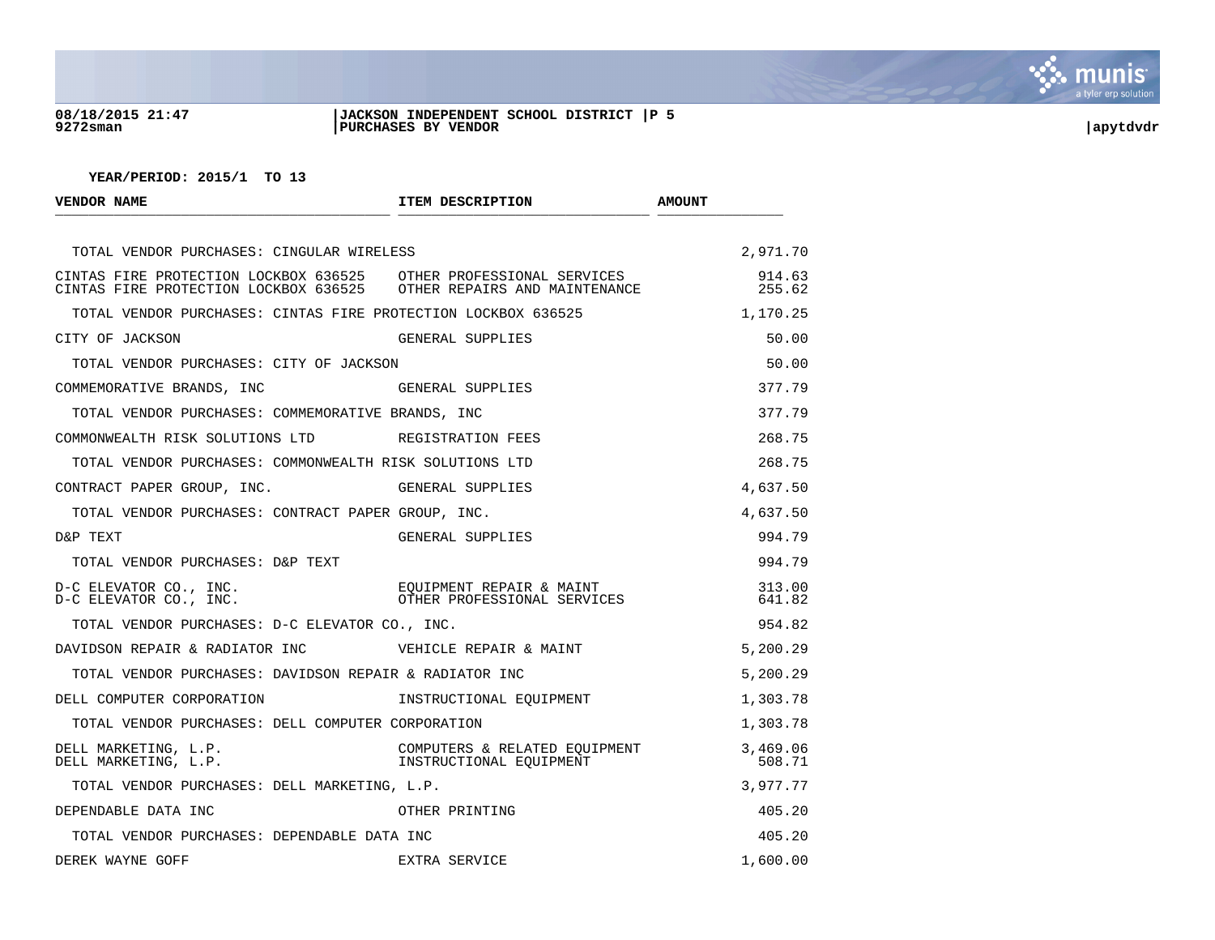**JACKSON INDEPENDENT SCHOOL DISTRICT**
**PURCHASES BY VENDOR**

**YEAR/PERIOD: 2015/1 TO 13**

| VENDOR NAME | ITEM DESCRIPTION | AMOUNT |
|---|---|---|
| TOTAL VENDOR PURCHASES: CINGULAR WIRELESS | | 2,971.70 |
| CINTAS FIRE PROTECTION LOCKBOX 636525 | OTHER PROFESSIONAL SERVICES | 914.63 |
| CINTAS FIRE PROTECTION LOCKBOX 636525 | OTHER REPAIRS AND MAINTENANCE | 255.62 |
| TOTAL VENDOR PURCHASES: CINTAS FIRE PROTECTION LOCKBOX 636525 | | 1,170.25 |
| CITY OF JACKSON | GENERAL SUPPLIES | 50.00 |
| TOTAL VENDOR PURCHASES: CITY OF JACKSON | | 50.00 |
| COMMEMORATIVE BRANDS, INC | GENERAL SUPPLIES | 377.79 |
| TOTAL VENDOR PURCHASES: COMMEMORATIVE BRANDS, INC | | 377.79 |
| COMMONWEALTH RISK SOLUTIONS LTD | REGISTRATION FEES | 268.75 |
| TOTAL VENDOR PURCHASES: COMMONWEALTH RISK SOLUTIONS LTD | | 268.75 |
| CONTRACT PAPER GROUP, INC. | GENERAL SUPPLIES | 4,637.50 |
| TOTAL VENDOR PURCHASES: CONTRACT PAPER GROUP, INC. | | 4,637.50 |
| D&P TEXT | GENERAL SUPPLIES | 994.79 |
| TOTAL VENDOR PURCHASES: D&P TEXT | | 994.79 |
| D-C ELEVATOR CO., INC. | EQUIPMENT REPAIR & MAINT | 313.00 |
| D-C ELEVATOR CO., INC. | OTHER PROFESSIONAL SERVICES | 641.82 |
| TOTAL VENDOR PURCHASES: D-C ELEVATOR CO., INC. | | 954.82 |
| DAVIDSON REPAIR & RADIATOR INC | VEHICLE REPAIR & MAINT | 5,200.29 |
| TOTAL VENDOR PURCHASES: DAVIDSON REPAIR & RADIATOR INC | | 5,200.29 |
| DELL COMPUTER CORPORATION | INSTRUCTIONAL EQUIPMENT | 1,303.78 |
| TOTAL VENDOR PURCHASES: DELL COMPUTER CORPORATION | | 1,303.78 |
| DELL MARKETING, L.P. | COMPUTERS & RELATED EQUIPMENT | 3,469.06 |
| DELL MARKETING, L.P. | INSTRUCTIONAL EQUIPMENT | 508.71 |
| TOTAL VENDOR PURCHASES: DELL MARKETING, L.P. | | 3,977.77 |
| DEPENDABLE DATA INC | OTHER PRINTING | 405.20 |
| TOTAL VENDOR PURCHASES: DEPENDABLE DATA INC | | 405.20 |
| DEREK WAYNE GOFF | EXTRA SERVICE | 1,600.00 |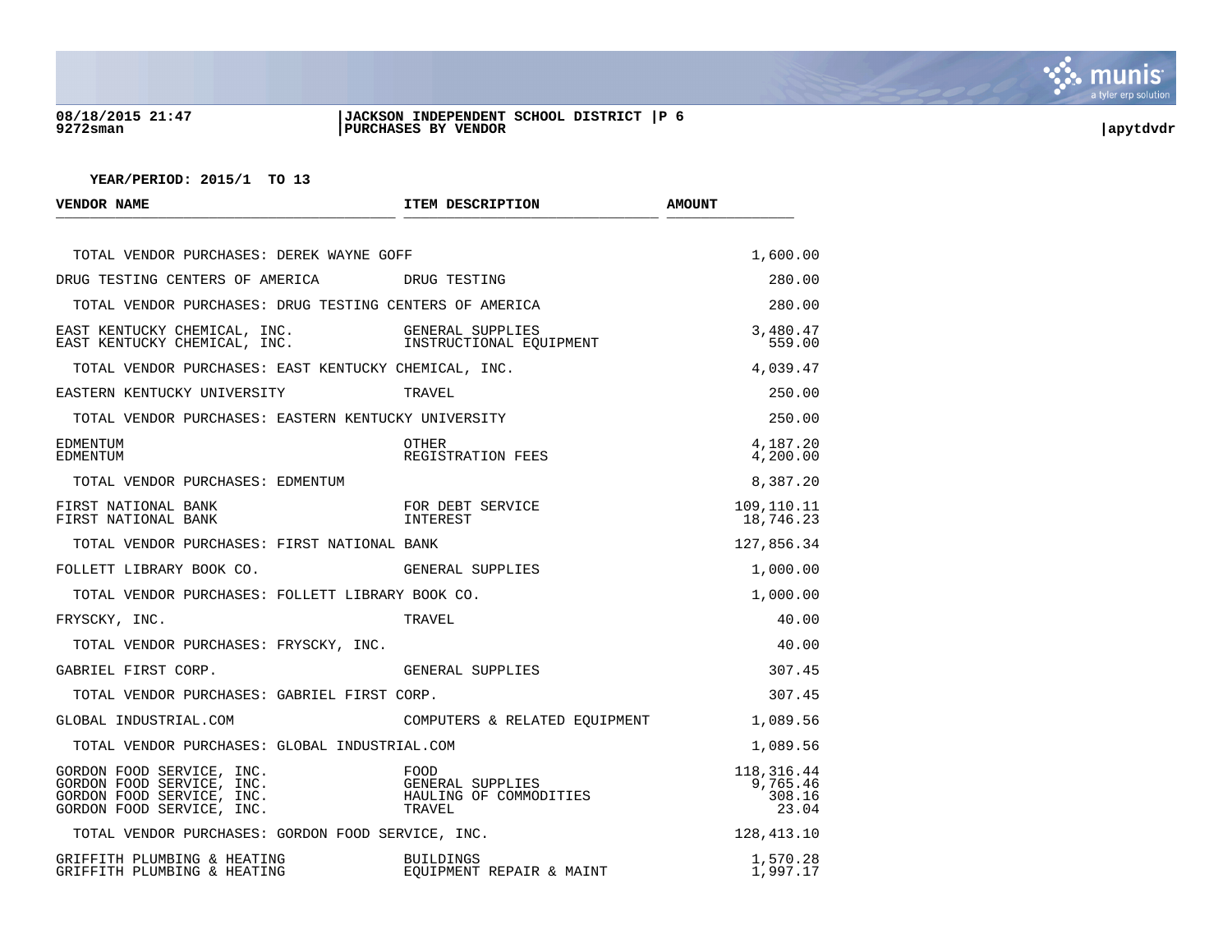YEAR/PERIOD: 2015/1 TO 13

| VENDOR NAME | ITEM DESCRIPTION | AMOUNT |
|---|---|---|
| TOTAL VENDOR PURCHASES: DEREK WAYNE GOFF | | 1,600.00 |
| DRUG TESTING CENTERS OF AMERICA | DRUG TESTING | 280.00 |
| TOTAL VENDOR PURCHASES: DRUG TESTING CENTERS OF AMERICA | | 280.00 |
| EAST KENTUCKY CHEMICAL, INC. | GENERAL SUPPLIES | 3,480.47 |
| EAST KENTUCKY CHEMICAL, INC. | INSTRUCTIONAL EQUIPMENT | 559.00 |
| TOTAL VENDOR PURCHASES: EAST KENTUCKY CHEMICAL, INC. | | 4,039.47 |
| EASTERN KENTUCKY UNIVERSITY | TRAVEL | 250.00 |
| TOTAL VENDOR PURCHASES: EASTERN KENTUCKY UNIVERSITY | | 250.00 |
| EDMENTUM | OTHER | 4,187.20 |
| EDMENTUM | REGISTRATION FEES | 4,200.00 |
| TOTAL VENDOR PURCHASES: EDMENTUM | | 8,387.20 |
| FIRST NATIONAL BANK | FOR DEBT SERVICE | 109,110.11 |
| FIRST NATIONAL BANK | INTEREST | 18,746.23 |
| TOTAL VENDOR PURCHASES: FIRST NATIONAL BANK | | 127,856.34 |
| FOLLETT LIBRARY BOOK CO. | GENERAL SUPPLIES | 1,000.00 |
| TOTAL VENDOR PURCHASES: FOLLETT LIBRARY BOOK CO. | | 1,000.00 |
| FRYSCKY, INC. | TRAVEL | 40.00 |
| TOTAL VENDOR PURCHASES: FRYSCKY, INC. | | 40.00 |
| GABRIEL FIRST CORP. | GENERAL SUPPLIES | 307.45 |
| TOTAL VENDOR PURCHASES: GABRIEL FIRST CORP. | | 307.45 |
| GLOBAL INDUSTRIAL.COM | COMPUTERS & RELATED EQUIPMENT | 1,089.56 |
| TOTAL VENDOR PURCHASES: GLOBAL INDUSTRIAL.COM | | 1,089.56 |
| GORDON FOOD SERVICE, INC. | FOOD | 118,316.44 |
| GORDON FOOD SERVICE, INC. | GENERAL SUPPLIES | 9,765.46 |
| GORDON FOOD SERVICE, INC. | HAULING OF COMMODITIES | 308.16 |
| GORDON FOOD SERVICE, INC. | TRAVEL | 23.04 |
| TOTAL VENDOR PURCHASES: GORDON FOOD SERVICE, INC. | | 128,413.10 |
| GRIFFITH PLUMBING & HEATING | BUILDINGS | 1,570.28 |
| GRIFFITH PLUMBING & HEATING | EQUIPMENT REPAIR & MAINT | 1,997.17 |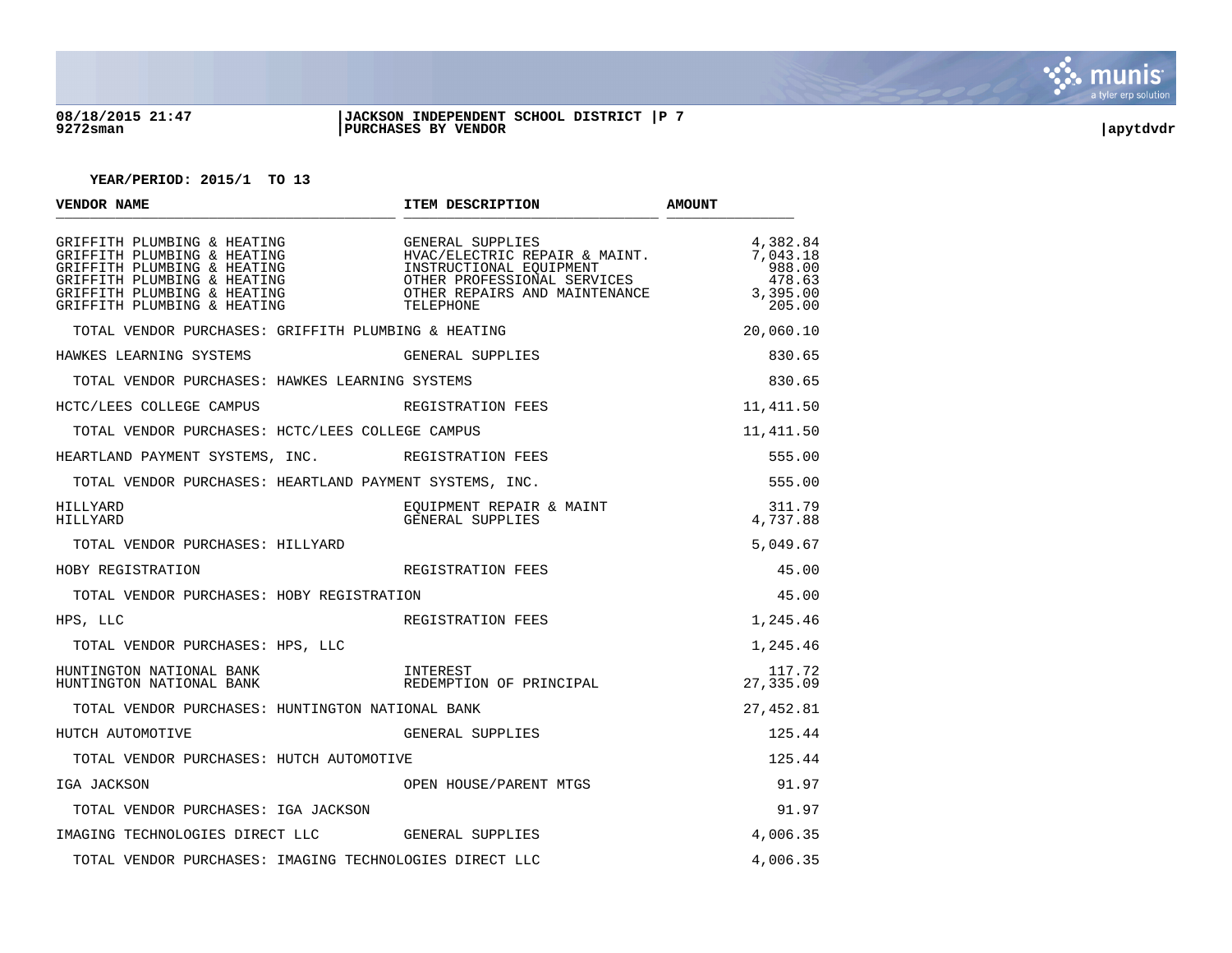08/18/2015 21:47 | JACKSON INDEPENDENT SCHOOL DISTRICT | P 7
9272sman | PURCHASES BY VENDOR | apytdvdr

**YEAR/PERIOD: 2015/1 TO 13**

| VENDOR NAME | ITEM DESCRIPTION | AMOUNT |
|---|---|---|
| GRIFFITH PLUMBING & HEATING | GENERAL SUPPLIES | 4,382.84 |
| GRIFFITH PLUMBING & HEATING | HVAC/ELECTRIC REPAIR & MAINT. | 7,043.18 |
| GRIFFITH PLUMBING & HEATING | INSTRUCTIONAL EQUIPMENT | 988.00 |
| GRIFFITH PLUMBING & HEATING | OTHER PROFESSIONAL SERVICES | 478.63 |
| GRIFFITH PLUMBING & HEATING | OTHER REPAIRS AND MAINTENANCE | 3,395.00 |
| GRIFFITH PLUMBING & HEATING | TELEPHONE | 205.00 |
| TOTAL VENDOR PURCHASES: GRIFFITH PLUMBING & HEATING | | 20,060.10 |
| HAWKES LEARNING SYSTEMS | GENERAL SUPPLIES | 830.65 |
| TOTAL VENDOR PURCHASES: HAWKES LEARNING SYSTEMS | | 830.65 |
| HCTC/LEES COLLEGE CAMPUS | REGISTRATION FEES | 11,411.50 |
| TOTAL VENDOR PURCHASES: HCTC/LEES COLLEGE CAMPUS | | 11,411.50 |
| HEARTLAND PAYMENT SYSTEMS, INC. | REGISTRATION FEES | 555.00 |
| TOTAL VENDOR PURCHASES: HEARTLAND PAYMENT SYSTEMS, INC. | | 555.00 |
| HILLYARD | EQUIPMENT REPAIR & MAINT | 311.79 |
| HILLYARD | GENERAL SUPPLIES | 4,737.88 |
| TOTAL VENDOR PURCHASES: HILLYARD | | 5,049.67 |
| HOBY REGISTRATION | REGISTRATION FEES | 45.00 |
| TOTAL VENDOR PURCHASES: HOBY REGISTRATION | | 45.00 |
| HPS, LLC | REGISTRATION FEES | 1,245.46 |
| TOTAL VENDOR PURCHASES: HPS, LLC | | 1,245.46 |
| HUNTINGTON NATIONAL BANK | INTEREST | 117.72 |
| HUNTINGTON NATIONAL BANK | REDEMPTION OF PRINCIPAL | 27,335.09 |
| TOTAL VENDOR PURCHASES: HUNTINGTON NATIONAL BANK | | 27,452.81 |
| HUTCH AUTOMOTIVE | GENERAL SUPPLIES | 125.44 |
| TOTAL VENDOR PURCHASES: HUTCH AUTOMOTIVE | | 125.44 |
| IGA JACKSON | OPEN HOUSE/PARENT MTGS | 91.97 |
| TOTAL VENDOR PURCHASES: IGA JACKSON | | 91.97 |
| IMAGING TECHNOLOGIES DIRECT LLC | GENERAL SUPPLIES | 4,006.35 |
| TOTAL VENDOR PURCHASES: IMAGING TECHNOLOGIES DIRECT LLC | | 4,006.35 |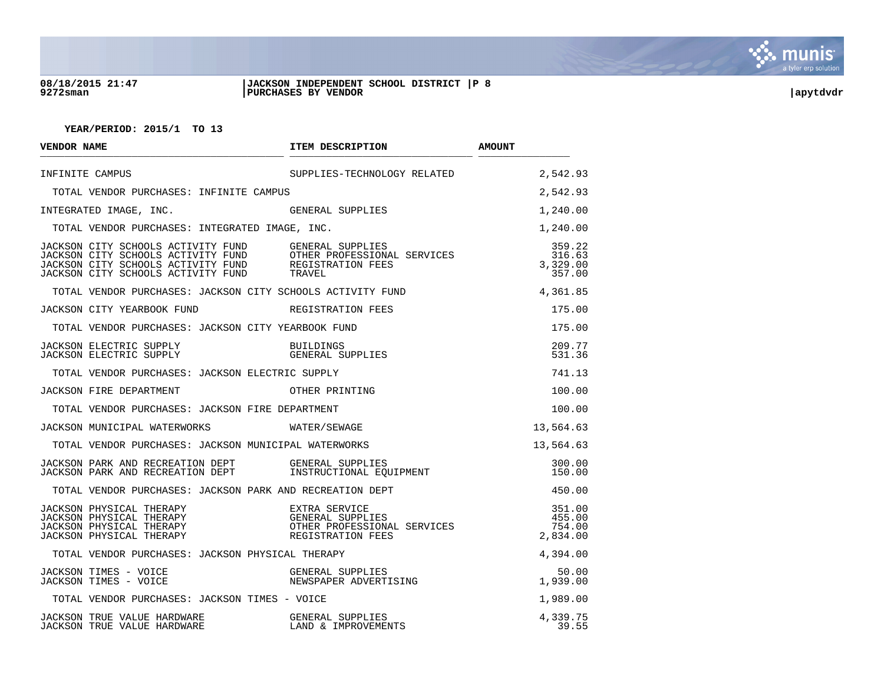**JACKSON INDEPENDENT SCHOOL DISTRICT**
**PURCHASES BY VENDOR**

**YEAR/PERIOD: 2015/1 TO 13**

| VENDOR NAME | ITEM DESCRIPTION | AMOUNT |
|---|---|---|
| INFINITE CAMPUS | SUPPLIES-TECHNOLOGY RELATED | 2,542.93 |
| TOTAL VENDOR PURCHASES: INFINITE CAMPUS | | 2,542.93 |
| INTEGRATED IMAGE, INC. | GENERAL SUPPLIES | 1,240.00 |
| TOTAL VENDOR PURCHASES: INTEGRATED IMAGE, INC. | | 1,240.00 |
| JACKSON CITY SCHOOLS ACTIVITY FUND | GENERAL SUPPLIES | 359.22 |
| JACKSON CITY SCHOOLS ACTIVITY FUND | OTHER PROFESSIONAL SERVICES | 316.63 |
| JACKSON CITY SCHOOLS ACTIVITY FUND | REGISTRATION FEES | 3,329.00 |
| JACKSON CITY SCHOOLS ACTIVITY FUND | TRAVEL | 357.00 |
| TOTAL VENDOR PURCHASES: JACKSON CITY SCHOOLS ACTIVITY FUND | | 4,361.85 |
| JACKSON CITY YEARBOOK FUND | REGISTRATION FEES | 175.00 |
| TOTAL VENDOR PURCHASES: JACKSON CITY YEARBOOK FUND | | 175.00 |
| JACKSON ELECTRIC SUPPLY | BUILDINGS | 209.77 |
| JACKSON ELECTRIC SUPPLY | GENERAL SUPPLIES | 531.36 |
| TOTAL VENDOR PURCHASES: JACKSON ELECTRIC SUPPLY | | 741.13 |
| JACKSON FIRE DEPARTMENT | OTHER PRINTING | 100.00 |
| TOTAL VENDOR PURCHASES: JACKSON FIRE DEPARTMENT | | 100.00 |
| JACKSON MUNICIPAL WATERWORKS | WATER/SEWAGE | 13,564.63 |
| TOTAL VENDOR PURCHASES: JACKSON MUNICIPAL WATERWORKS | | 13,564.63 |
| JACKSON PARK AND RECREATION DEPT | GENERAL SUPPLIES | 300.00 |
| JACKSON PARK AND RECREATION DEPT | INSTRUCTIONAL EQUIPMENT | 150.00 |
| TOTAL VENDOR PURCHASES: JACKSON PARK AND RECREATION DEPT | | 450.00 |
| JACKSON PHYSICAL THERAPY | EXTRA SERVICE | 351.00 |
| JACKSON PHYSICAL THERAPY | GENERAL SUPPLIES | 455.00 |
| JACKSON PHYSICAL THERAPY | OTHER PROFESSIONAL SERVICES | 754.00 |
| JACKSON PHYSICAL THERAPY | REGISTRATION FEES | 2,834.00 |
| TOTAL VENDOR PURCHASES: JACKSON PHYSICAL THERAPY | | 4,394.00 |
| JACKSON TIMES - VOICE | GENERAL SUPPLIES | 50.00 |
| JACKSON TIMES - VOICE | NEWSPAPER ADVERTISING | 1,939.00 |
| TOTAL VENDOR PURCHASES: JACKSON TIMES - VOICE | | 1,989.00 |
| JACKSON TRUE VALUE HARDWARE | GENERAL SUPPLIES | 4,339.75 |
| JACKSON TRUE VALUE HARDWARE | LAND & IMPROVEMENTS | 39.55 |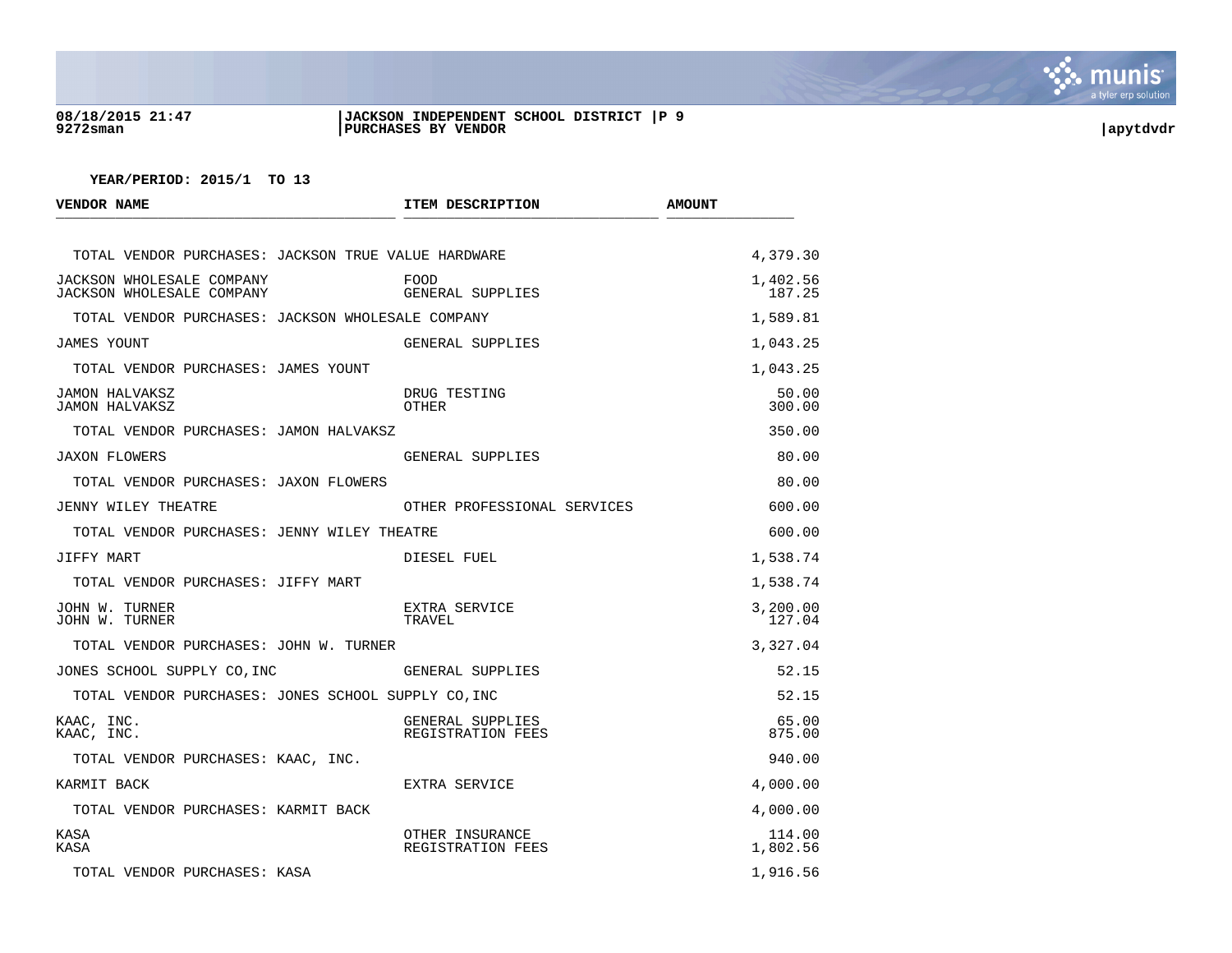YEAR/PERIOD: 2015/1 TO 13

| VENDOR NAME | ITEM DESCRIPTION | AMOUNT |
|---|---|---|
| TOTAL VENDOR PURCHASES: JACKSON TRUE VALUE HARDWARE | | 4,379.30 |
| JACKSON WHOLESALE COMPANY | FOOD | 1,402.56 |
| JACKSON WHOLESALE COMPANY | GENERAL SUPPLIES | 187.25 |
| TOTAL VENDOR PURCHASES: JACKSON WHOLESALE COMPANY | | 1,589.81 |
| JAMES YOUNT | GENERAL SUPPLIES | 1,043.25 |
| TOTAL VENDOR PURCHASES: JAMES YOUNT | | 1,043.25 |
| JAMON HALVAKSZ | DRUG TESTING | 50.00 |
| JAMON HALVAKSZ | OTHER | 300.00 |
| TOTAL VENDOR PURCHASES: JAMON HALVAKSZ | | 350.00 |
| JAXON FLOWERS | GENERAL SUPPLIES | 80.00 |
| TOTAL VENDOR PURCHASES: JAXON FLOWERS | | 80.00 |
| JENNY WILEY THEATRE | OTHER PROFESSIONAL SERVICES | 600.00 |
| TOTAL VENDOR PURCHASES: JENNY WILEY THEATRE | | 600.00 |
| JIFFY MART | DIESEL FUEL | 1,538.74 |
| TOTAL VENDOR PURCHASES: JIFFY MART | | 1,538.74 |
| JOHN W. TURNER | EXTRA SERVICE | 3,200.00 |
| JOHN W. TURNER | TRAVEL | 127.04 |
| TOTAL VENDOR PURCHASES: JOHN W. TURNER | | 3,327.04 |
| JONES SCHOOL SUPPLY CO,INC | GENERAL SUPPLIES | 52.15 |
| TOTAL VENDOR PURCHASES: JONES SCHOOL SUPPLY CO,INC | | 52.15 |
| KAAC, INC. | GENERAL SUPPLIES | 65.00 |
| KAAC, INC. | REGISTRATION FEES | 875.00 |
| TOTAL VENDOR PURCHASES: KAAC, INC. | | 940.00 |
| KARMIT BACK | EXTRA SERVICE | 4,000.00 |
| TOTAL VENDOR PURCHASES: KARMIT BACK | | 4,000.00 |
| KASA | OTHER INSURANCE | 114.00 |
| KASA | REGISTRATION FEES | 1,802.56 |
| TOTAL VENDOR PURCHASES: KASA | | 1,916.56 |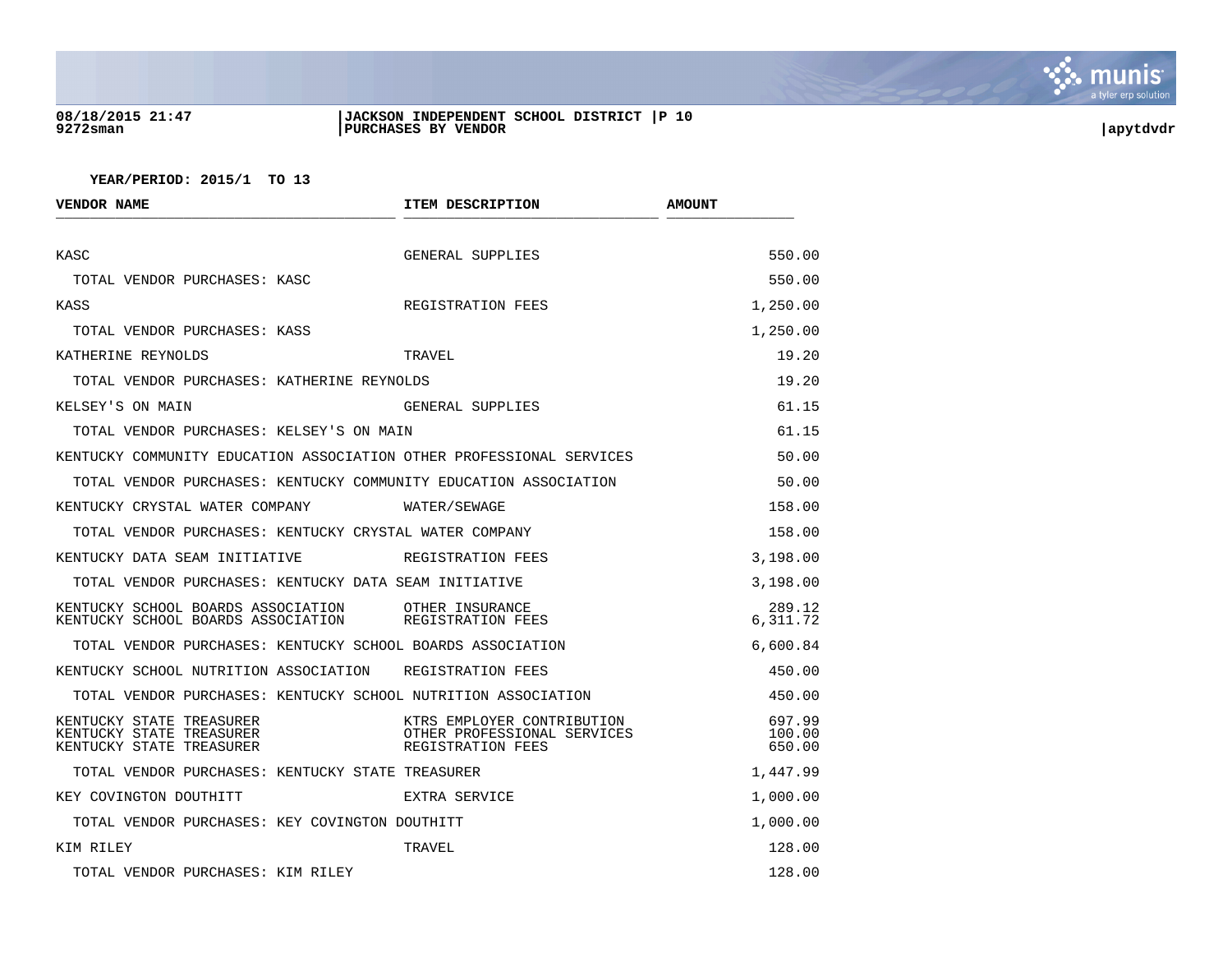**YEAR/PERIOD: 2015/1 TO 13**

| VENDOR NAME | ITEM DESCRIPTION | AMOUNT |
|---|---|---|
| KASC | GENERAL SUPPLIES | 550.00 |
| TOTAL VENDOR PURCHASES: KASC | | 550.00 |
| KASS | REGISTRATION FEES | 1,250.00 |
| TOTAL VENDOR PURCHASES: KASS | | 1,250.00 |
| KATHERINE REYNOLDS | TRAVEL | 19.20 |
| TOTAL VENDOR PURCHASES: KATHERINE REYNOLDS | | 19.20 |
| KELSEY'S ON MAIN | GENERAL SUPPLIES | 61.15 |
| TOTAL VENDOR PURCHASES: KELSEY'S ON MAIN | | 61.15 |
| KENTUCKY COMMUNITY EDUCATION ASSOCIATION | OTHER PROFESSIONAL SERVICES | 50.00 |
| TOTAL VENDOR PURCHASES: KENTUCKY COMMUNITY EDUCATION ASSOCIATION | | 50.00 |
| KENTUCKY CRYSTAL WATER COMPANY | WATER/SEWAGE | 158.00 |
| TOTAL VENDOR PURCHASES: KENTUCKY CRYSTAL WATER COMPANY | | 158.00 |
| KENTUCKY DATA SEAM INITIATIVE | REGISTRATION FEES | 3,198.00 |
| TOTAL VENDOR PURCHASES: KENTUCKY DATA SEAM INITIATIVE | | 3,198.00 |
| KENTUCKY SCHOOL BOARDS ASSOCIATION | OTHER INSURANCE | 289.12 |
| KENTUCKY SCHOOL BOARDS ASSOCIATION | REGISTRATION FEES | 6,311.72 |
| TOTAL VENDOR PURCHASES: KENTUCKY SCHOOL BOARDS ASSOCIATION | | 6,600.84 |
| KENTUCKY SCHOOL NUTRITION ASSOCIATION | REGISTRATION FEES | 450.00 |
| TOTAL VENDOR PURCHASES: KENTUCKY SCHOOL NUTRITION ASSOCIATION | | 450.00 |
| KENTUCKY STATE TREASURER | KTRS EMPLOYER CONTRIBUTION | 697.99 |
| KENTUCKY STATE TREASURER | OTHER PROFESSIONAL SERVICES | 100.00 |
| KENTUCKY STATE TREASURER | REGISTRATION FEES | 650.00 |
| TOTAL VENDOR PURCHASES: KENTUCKY STATE TREASURER | | 1,447.99 |
| KEY COVINGTON DOUTHITT | EXTRA SERVICE | 1,000.00 |
| TOTAL VENDOR PURCHASES: KEY COVINGTON DOUTHITT | | 1,000.00 |
| KIM RILEY | TRAVEL | 128.00 |
| TOTAL VENDOR PURCHASES: KIM RILEY | | 128.00 |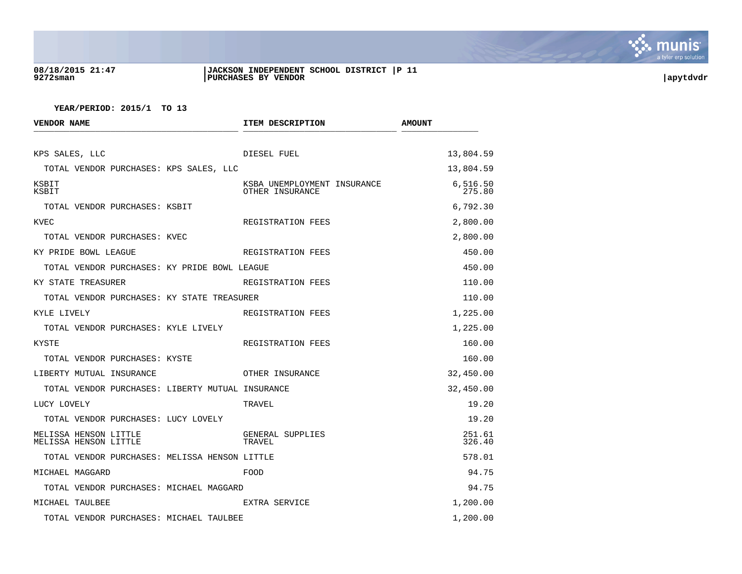YEAR/PERIOD: 2015/1 TO 13

| VENDOR NAME | ITEM DESCRIPTION | AMOUNT |
|---|---|---|
| KPS SALES, LLC | DIESEL FUEL | 13,804.59 |
| TOTAL VENDOR PURCHASES: KPS SALES, LLC | | 13,804.59 |
| KSBIT | KSBA UNEMPLOYMENT INSURANCE | 6,516.50 |
| KSBIT | OTHER INSURANCE | 275.80 |
| TOTAL VENDOR PURCHASES: KSBIT | | 6,792.30 |
| KVEC | REGISTRATION FEES | 2,800.00 |
| TOTAL VENDOR PURCHASES: KVEC | | 2,800.00 |
| KY PRIDE BOWL LEAGUE | REGISTRATION FEES | 450.00 |
| TOTAL VENDOR PURCHASES: KY PRIDE BOWL LEAGUE | | 450.00 |
| KY STATE TREASURER | REGISTRATION FEES | 110.00 |
| TOTAL VENDOR PURCHASES: KY STATE TREASURER | | 110.00 |
| KYLE LIVELY | REGISTRATION FEES | 1,225.00 |
| TOTAL VENDOR PURCHASES: KYLE LIVELY | | 1,225.00 |
| KYSTE | REGISTRATION FEES | 160.00 |
| TOTAL VENDOR PURCHASES: KYSTE | | 160.00 |
| LIBERTY MUTUAL INSURANCE | OTHER INSURANCE | 32,450.00 |
| TOTAL VENDOR PURCHASES: LIBERTY MUTUAL INSURANCE | | 32,450.00 |
| LUCY LOVELY | TRAVEL | 19.20 |
| TOTAL VENDOR PURCHASES: LUCY LOVELY | | 19.20 |
| MELISSA HENSON LITTLE | GENERAL SUPPLIES | 251.61 |
| MELISSA HENSON LITTLE | TRAVEL | 326.40 |
| TOTAL VENDOR PURCHASES: MELISSA HENSON LITTLE | | 578.01 |
| MICHAEL MAGGARD | FOOD | 94.75 |
| TOTAL VENDOR PURCHASES: MICHAEL MAGGARD | | 94.75 |
| MICHAEL TAULBEE | EXTRA SERVICE | 1,200.00 |
| TOTAL VENDOR PURCHASES: MICHAEL TAULBEE | | 1,200.00 |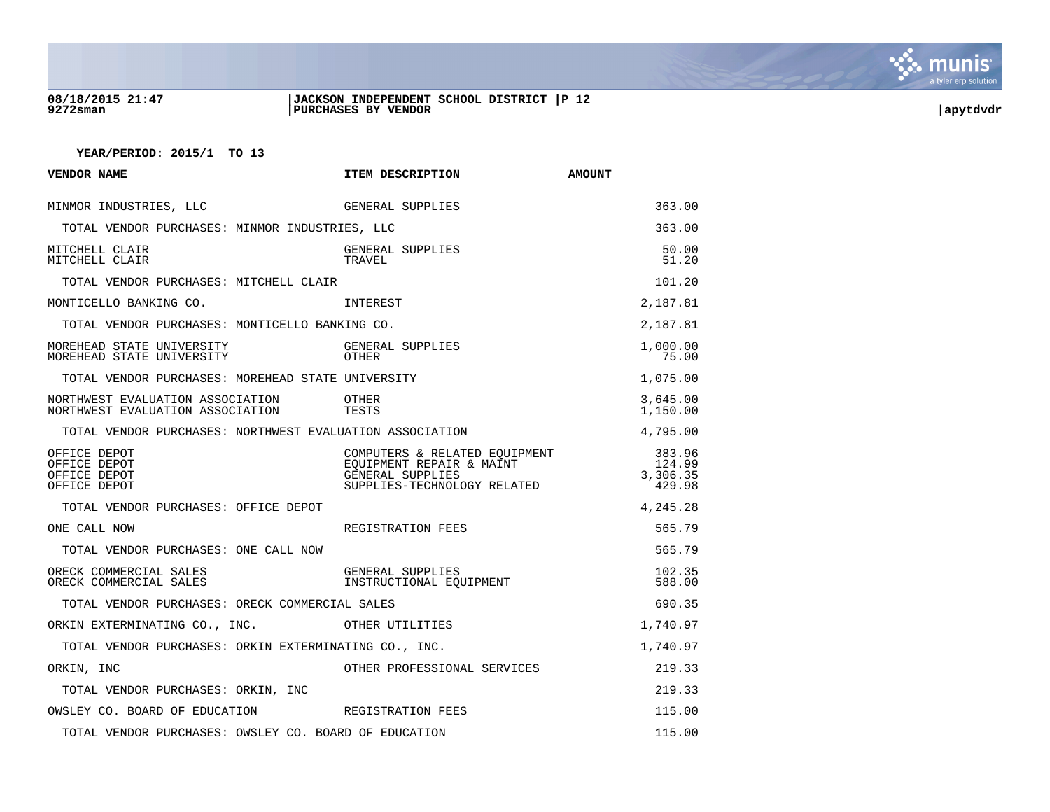YEAR/PERIOD: 2015/1 TO 13

| VENDOR NAME | ITEM DESCRIPTION | AMOUNT |
|---|---|---|
| MINMOR INDUSTRIES, LLC | GENERAL SUPPLIES | 363.00 |
| TOTAL VENDOR PURCHASES: MINMOR INDUSTRIES, LLC | | 363.00 |
| MITCHELL CLAIR | GENERAL SUPPLIES | 50.00 |
| MITCHELL CLAIR | TRAVEL | 51.20 |
| TOTAL VENDOR PURCHASES: MITCHELL CLAIR | | 101.20 |
| MONTICELLO BANKING CO. | INTEREST | 2,187.81 |
| TOTAL VENDOR PURCHASES: MONTICELLO BANKING CO. | | 2,187.81 |
| MOREHEAD STATE UNIVERSITY | GENERAL SUPPLIES | 1,000.00 |
| MOREHEAD STATE UNIVERSITY | OTHER | 75.00 |
| TOTAL VENDOR PURCHASES: MOREHEAD STATE UNIVERSITY | | 1,075.00 |
| NORTHWEST EVALUATION ASSOCIATION | OTHER | 3,645.00 |
| NORTHWEST EVALUATION ASSOCIATION | TESTS | 1,150.00 |
| TOTAL VENDOR PURCHASES: NORTHWEST EVALUATION ASSOCIATION | | 4,795.00 |
| OFFICE DEPOT | COMPUTERS & RELATED EQUIPMENT | 383.96 |
| OFFICE DEPOT | EQUIPMENT REPAIR & MAINT | 124.99 |
| OFFICE DEPOT | GENERAL SUPPLIES | 3,306.35 |
| OFFICE DEPOT | SUPPLIES-TECHNOLOGY RELATED | 429.98 |
| TOTAL VENDOR PURCHASES: OFFICE DEPOT | | 4,245.28 |
| ONE CALL NOW | REGISTRATION FEES | 565.79 |
| TOTAL VENDOR PURCHASES: ONE CALL NOW | | 565.79 |
| ORECK COMMERCIAL SALES | GENERAL SUPPLIES | 102.35 |
| ORECK COMMERCIAL SALES | INSTRUCTIONAL EQUIPMENT | 588.00 |
| TOTAL VENDOR PURCHASES: ORECK COMMERCIAL SALES | | 690.35 |
| ORKIN EXTERMINATING CO., INC. | OTHER UTILITIES | 1,740.97 |
| TOTAL VENDOR PURCHASES: ORKIN EXTERMINATING CO., INC. | | 1,740.97 |
| ORKIN, INC | OTHER PROFESSIONAL SERVICES | 219.33 |
| TOTAL VENDOR PURCHASES: ORKIN, INC | | 219.33 |
| OWSLEY CO. BOARD OF EDUCATION | REGISTRATION FEES | 115.00 |
| TOTAL VENDOR PURCHASES: OWSLEY CO. BOARD OF EDUCATION | | 115.00 |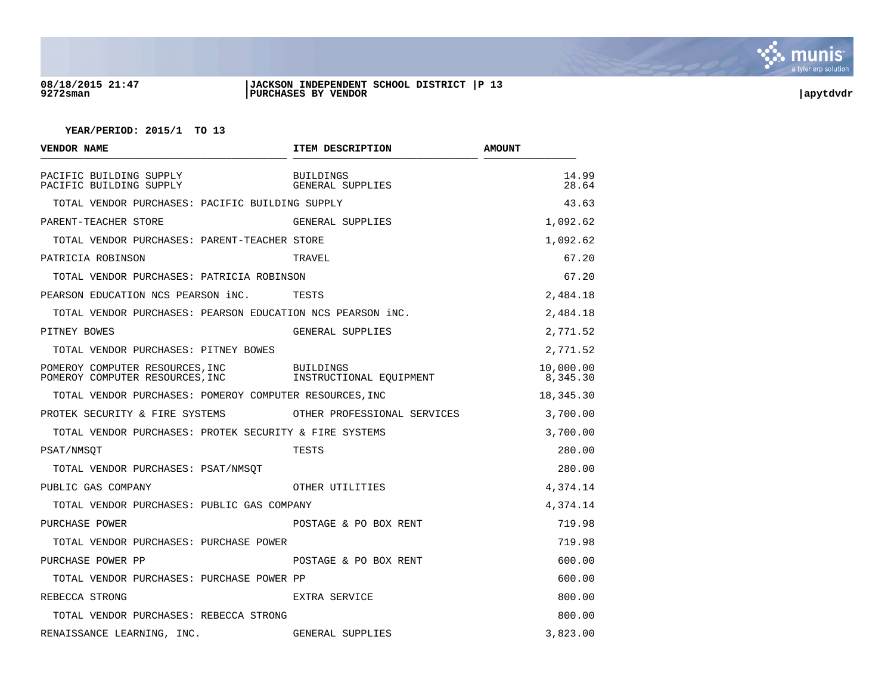YEAR/PERIOD: 2015/1 TO 13

| VENDOR NAME | ITEM DESCRIPTION | AMOUNT |
|---|---|---|
| PACIFIC BUILDING SUPPLY | BUILDINGS | 14.99 |
| PACIFIC BUILDING SUPPLY | GENERAL SUPPLIES | 28.64 |
| TOTAL VENDOR PURCHASES: PACIFIC BUILDING SUPPLY | | 43.63 |
| PARENT-TEACHER STORE | GENERAL SUPPLIES | 1,092.62 |
| TOTAL VENDOR PURCHASES: PARENT-TEACHER STORE | | 1,092.62 |
| PATRICIA ROBINSON | TRAVEL | 67.20 |
| TOTAL VENDOR PURCHASES: PATRICIA ROBINSON | | 67.20 |
| PEARSON EDUCATION NCS PEARSON iNC. | TESTS | 2,484.18 |
| TOTAL VENDOR PURCHASES: PEARSON EDUCATION NCS PEARSON iNC. | | 2,484.18 |
| PITNEY BOWES | GENERAL SUPPLIES | 2,771.52 |
| TOTAL VENDOR PURCHASES: PITNEY BOWES | | 2,771.52 |
| POMEROY COMPUTER RESOURCES,INC | BUILDINGS | 10,000.00 |
| POMEROY COMPUTER RESOURCES,INC | INSTRUCTIONAL EQUIPMENT | 8,345.30 |
| TOTAL VENDOR PURCHASES: POMEROY COMPUTER RESOURCES,INC | | 18,345.30 |
| PROTEK SECURITY & FIRE SYSTEMS | OTHER PROFESSIONAL SERVICES | 3,700.00 |
| TOTAL VENDOR PURCHASES: PROTEK SECURITY & FIRE SYSTEMS | | 3,700.00 |
| PSAT/NMSQT | TESTS | 280.00 |
| TOTAL VENDOR PURCHASES: PSAT/NMSQT | | 280.00 |
| PUBLIC GAS COMPANY | OTHER UTILITIES | 4,374.14 |
| TOTAL VENDOR PURCHASES: PUBLIC GAS COMPANY | | 4,374.14 |
| PURCHASE POWER | POSTAGE & PO BOX RENT | 719.98 |
| TOTAL VENDOR PURCHASES: PURCHASE POWER | | 719.98 |
| PURCHASE POWER PP | POSTAGE & PO BOX RENT | 600.00 |
| TOTAL VENDOR PURCHASES: PURCHASE POWER PP | | 600.00 |
| REBECCA STRONG | EXTRA SERVICE | 800.00 |
| TOTAL VENDOR PURCHASES: REBECCA STRONG | | 800.00 |
| RENAISSANCE LEARNING, INC. | GENERAL SUPPLIES | 3,823.00 |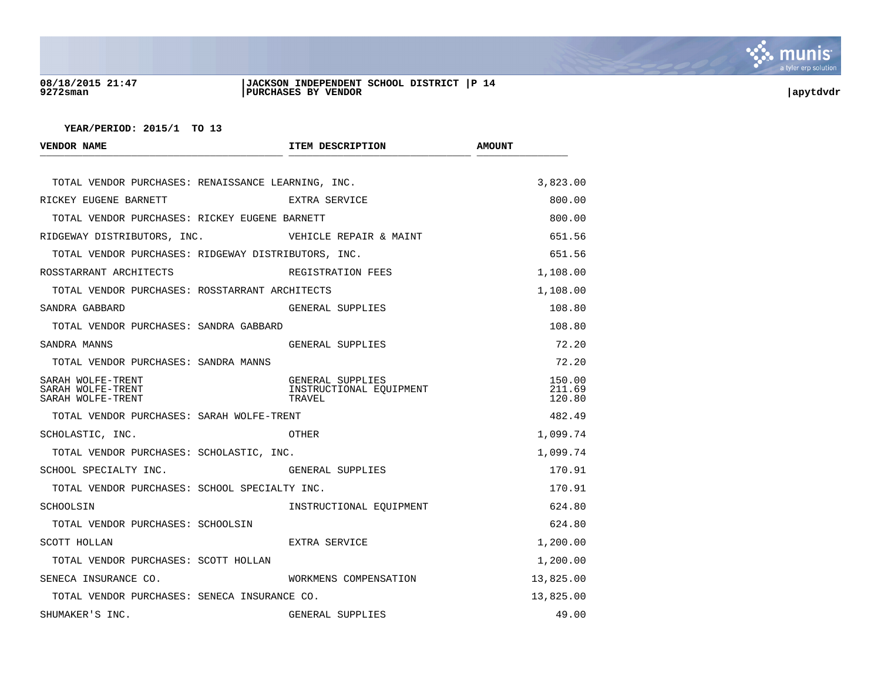YEAR/PERIOD: 2015/1 TO 13

| VENDOR NAME | ITEM DESCRIPTION | AMOUNT |
|---|---|---|
| TOTAL VENDOR PURCHASES: RENAISSANCE LEARNING, INC. | | 3,823.00 |
| RICKEY EUGENE BARNETT | EXTRA SERVICE | 800.00 |
| TOTAL VENDOR PURCHASES: RICKEY EUGENE BARNETT | | 800.00 |
| RIDGEWAY DISTRIBUTORS, INC. | VEHICLE REPAIR & MAINT | 651.56 |
| TOTAL VENDOR PURCHASES: RIDGEWAY DISTRIBUTORS, INC. | | 651.56 |
| ROSSTARRANT ARCHITECTS | REGISTRATION FEES | 1,108.00 |
| TOTAL VENDOR PURCHASES: ROSSTARRANT ARCHITECTS | | 1,108.00 |
| SANDRA GABBARD | GENERAL SUPPLIES | 108.80 |
| TOTAL VENDOR PURCHASES: SANDRA GABBARD | | 108.80 |
| SANDRA MANNS | GENERAL SUPPLIES | 72.20 |
| TOTAL VENDOR PURCHASES: SANDRA MANNS | | 72.20 |
| SARAH WOLFE-TRENT | GENERAL SUPPLIES | 150.00 |
| SARAH WOLFE-TRENT | INSTRUCTIONAL EQUIPMENT | 211.69 |
| SARAH WOLFE-TRENT | TRAVEL | 120.80 |
| TOTAL VENDOR PURCHASES: SARAH WOLFE-TRENT | | 482.49 |
| SCHOLASTIC, INC. | OTHER | 1,099.74 |
| TOTAL VENDOR PURCHASES: SCHOLASTIC, INC. | | 1,099.74 |
| SCHOOL SPECIALTY INC. | GENERAL SUPPLIES | 170.91 |
| TOTAL VENDOR PURCHASES: SCHOOL SPECIALTY INC. | | 170.91 |
| SCHOOLSIN | INSTRUCTIONAL EQUIPMENT | 624.80 |
| TOTAL VENDOR PURCHASES: SCHOOLSIN | | 624.80 |
| SCOTT HOLLAN | EXTRA SERVICE | 1,200.00 |
| TOTAL VENDOR PURCHASES: SCOTT HOLLAN | | 1,200.00 |
| SENECA INSURANCE CO. | WORKMENS COMPENSATION | 13,825.00 |
| TOTAL VENDOR PURCHASES: SENECA INSURANCE CO. | | 13,825.00 |
| SHUMAKER'S INC. | GENERAL SUPPLIES | 49.00 |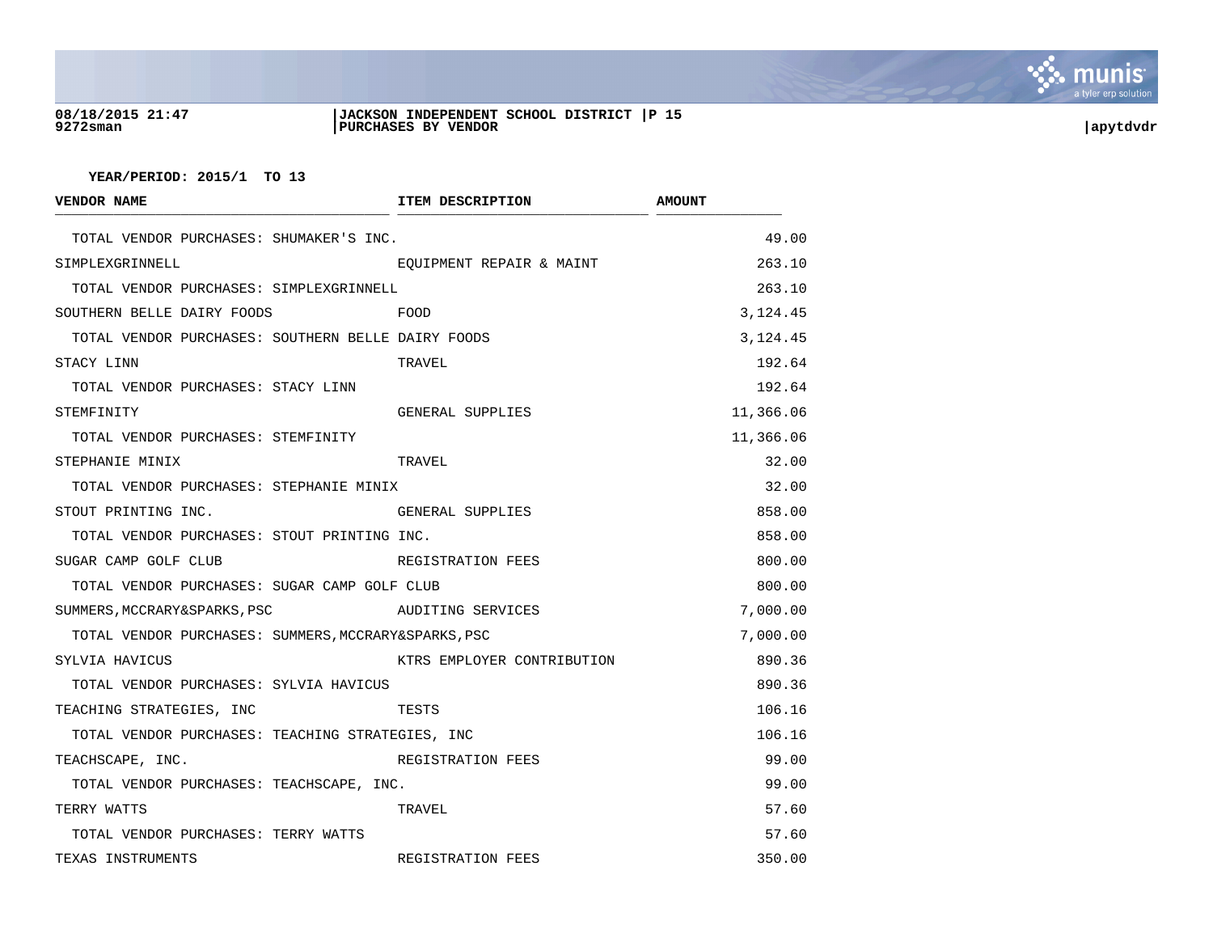**YEAR/PERIOD: 2015/1 TO 13**

| VENDOR NAME | ITEM DESCRIPTION | AMOUNT |
|---|---|---|
| TOTAL VENDOR PURCHASES: SHUMAKER'S INC. | | 49.00 |
| SIMPLEXGRINNELL | EQUIPMENT REPAIR & MAINT | 263.10 |
| TOTAL VENDOR PURCHASES: SIMPLEXGRINNELL | | 263.10 |
| SOUTHERN BELLE DAIRY FOODS | FOOD | 3,124.45 |
| TOTAL VENDOR PURCHASES: SOUTHERN BELLE DAIRY FOODS | | 3,124.45 |
| STACY LINN | TRAVEL | 192.64 |
| TOTAL VENDOR PURCHASES: STACY LINN | | 192.64 |
| STEMFINITY | GENERAL SUPPLIES | 11,366.06 |
| TOTAL VENDOR PURCHASES: STEMFINITY | | 11,366.06 |
| STEPHANIE MINIX | TRAVEL | 32.00 |
| TOTAL VENDOR PURCHASES: STEPHANIE MINIX | | 32.00 |
| STOUT PRINTING INC. | GENERAL SUPPLIES | 858.00 |
| TOTAL VENDOR PURCHASES: STOUT PRINTING INC. | | 858.00 |
| SUGAR CAMP GOLF CLUB | REGISTRATION FEES | 800.00 |
| TOTAL VENDOR PURCHASES: SUGAR CAMP GOLF CLUB | | 800.00 |
| SUMMERS,MCCRARY&SPARKS,PSC | AUDITING SERVICES | 7,000.00 |
| TOTAL VENDOR PURCHASES: SUMMERS,MCCRARY&SPARKS,PSC | | 7,000.00 |
| SYLVIA HAVICUS | KTRS EMPLOYER CONTRIBUTION | 890.36 |
| TOTAL VENDOR PURCHASES: SYLVIA HAVICUS | | 890.36 |
| TEACHING STRATEGIES, INC | TESTS | 106.16 |
| TOTAL VENDOR PURCHASES: TEACHING STRATEGIES, INC | | 106.16 |
| TEACHSCAPE, INC. | REGISTRATION FEES | 99.00 |
| TOTAL VENDOR PURCHASES: TEACHSCAPE, INC. | | 99.00 |
| TERRY WATTS | TRAVEL | 57.60 |
| TOTAL VENDOR PURCHASES: TERRY WATTS | | 57.60 |
| TEXAS INSTRUMENTS | REGISTRATION FEES | 350.00 |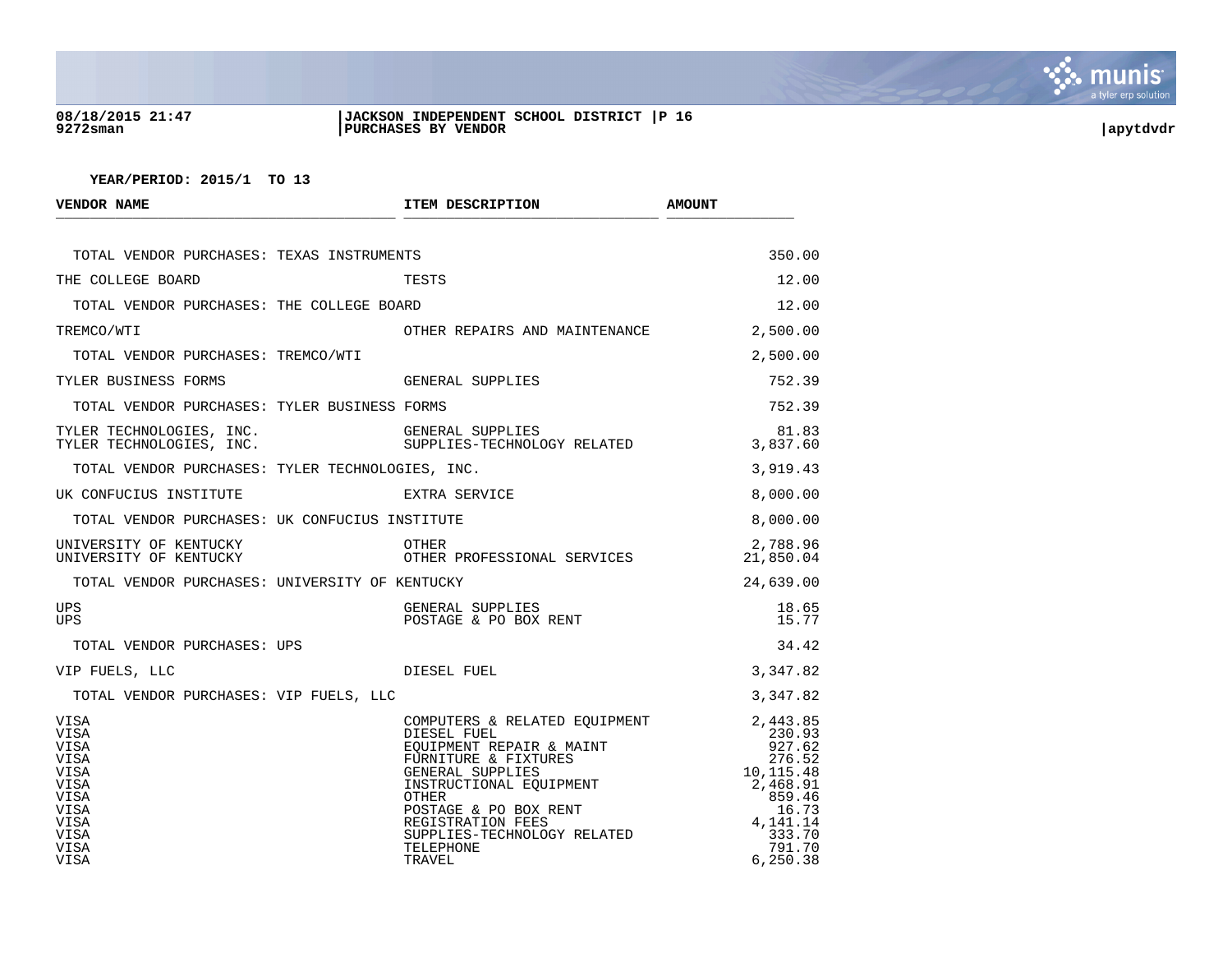**YEAR/PERIOD: 2015/1 TO 13**

| VENDOR NAME | ITEM DESCRIPTION | AMOUNT |
|---|---|---|
| TOTAL VENDOR PURCHASES: TEXAS INSTRUMENTS | | 350.00 |
| THE COLLEGE BOARD | TESTS | 12.00 |
| TOTAL VENDOR PURCHASES: THE COLLEGE BOARD | | 12.00 |
| TREMCO/WTI | OTHER REPAIRS AND MAINTENANCE | 2,500.00 |
| TOTAL VENDOR PURCHASES: TREMCO/WTI | | 2,500.00 |
| TYLER BUSINESS FORMS | GENERAL SUPPLIES | 752.39 |
| TOTAL VENDOR PURCHASES: TYLER BUSINESS FORMS | | 752.39 |
| TYLER TECHNOLOGIES, INC. | GENERAL SUPPLIES | 81.83 |
| TYLER TECHNOLOGIES, INC. | SUPPLIES-TECHNOLOGY RELATED | 3,837.60 |
| TOTAL VENDOR PURCHASES: TYLER TECHNOLOGIES, INC. | | 3,919.43 |
| UK CONFUCIUS INSTITUTE | EXTRA SERVICE | 8,000.00 |
| TOTAL VENDOR PURCHASES: UK CONFUCIUS INSTITUTE | | 8,000.00 |
| UNIVERSITY OF KENTUCKY | OTHER | 2,788.96 |
| UNIVERSITY OF KENTUCKY | OTHER PROFESSIONAL SERVICES | 21,850.04 |
| TOTAL VENDOR PURCHASES: UNIVERSITY OF KENTUCKY | | 24,639.00 |
| UPS | GENERAL SUPPLIES | 18.65 |
| UPS | POSTAGE & PO BOX RENT | 15.77 |
| TOTAL VENDOR PURCHASES: UPS | | 34.42 |
| VIP FUELS, LLC | DIESEL FUEL | 3,347.82 |
| TOTAL VENDOR PURCHASES: VIP FUELS, LLC | | 3,347.82 |
| VISA | COMPUTERS & RELATED EQUIPMENT | 2,443.85 |
| VISA | DIESEL FUEL | 230.93 |
| VISA | EQUIPMENT REPAIR & MAINT | 927.62 |
| VISA | FURNITURE & FIXTURES | 276.52 |
| VISA | GENERAL SUPPLIES | 10,115.48 |
| VISA | INSTRUCTIONAL EQUIPMENT | 2,468.91 |
| VISA | OTHER | 859.46 |
| VISA | POSTAGE & PO BOX RENT | 16.73 |
| VISA | REGISTRATION FEES | 4,141.14 |
| VISA | SUPPLIES-TECHNOLOGY RELATED | 333.70 |
| VISA | TELEPHONE | 791.70 |
| VISA | TRAVEL | 6,250.38 |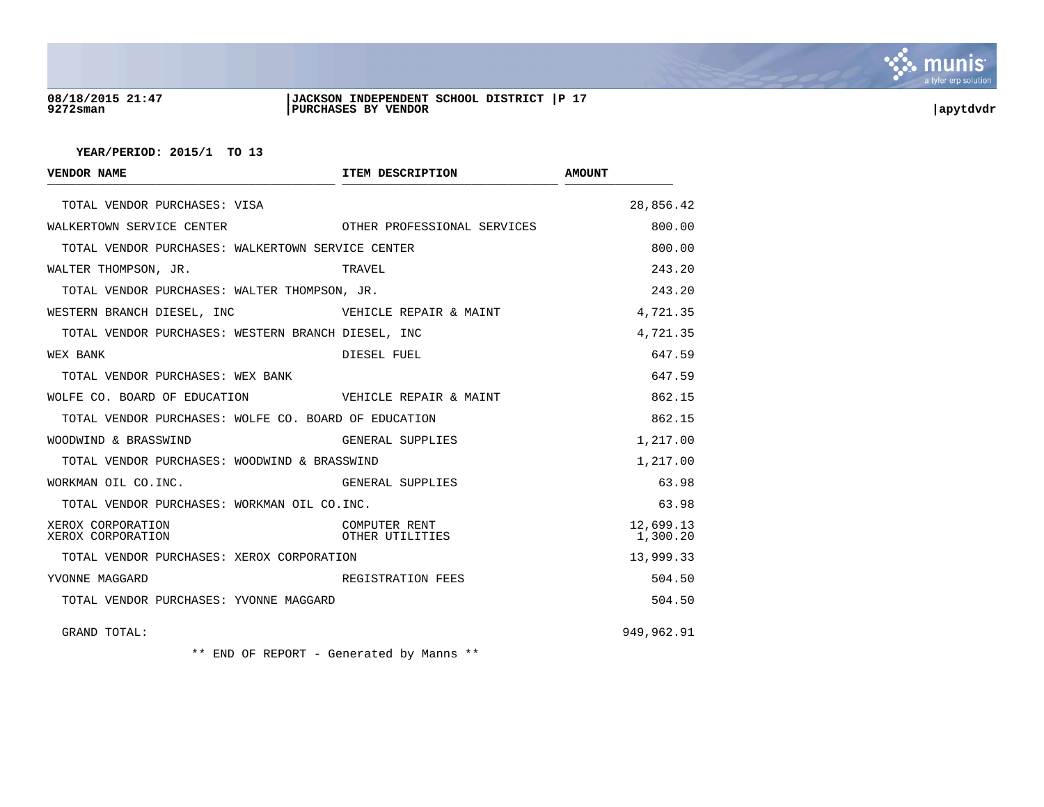YEAR/PERIOD: 2015/1 TO 13

| VENDOR NAME | ITEM DESCRIPTION | AMOUNT |
|---|---|---|
| TOTAL VENDOR PURCHASES: VISA | | 28,856.42 |
| WALKERTOWN SERVICE CENTER | OTHER PROFESSIONAL SERVICES | 800.00 |
| TOTAL VENDOR PURCHASES: WALKERTOWN SERVICE CENTER | | 800.00 |
| WALTER THOMPSON, JR. | TRAVEL | 243.20 |
| TOTAL VENDOR PURCHASES: WALTER THOMPSON, JR. | | 243.20 |
| WESTERN BRANCH DIESEL, INC | VEHICLE REPAIR & MAINT | 4,721.35 |
| TOTAL VENDOR PURCHASES: WESTERN BRANCH DIESEL, INC | | 4,721.35 |
| WEX BANK | DIESEL FUEL | 647.59 |
| TOTAL VENDOR PURCHASES: WEX BANK | | 647.59 |
| WOLFE CO. BOARD OF EDUCATION | VEHICLE REPAIR & MAINT | 862.15 |
| TOTAL VENDOR PURCHASES: WOLFE CO. BOARD OF EDUCATION | | 862.15 |
| WOODWIND & BRASSWIND | GENERAL SUPPLIES | 1,217.00 |
| TOTAL VENDOR PURCHASES: WOODWIND & BRASSWIND | | 1,217.00 |
| WORKMAN OIL CO.INC. | GENERAL SUPPLIES | 63.98 |
| TOTAL VENDOR PURCHASES: WORKMAN OIL CO.INC. | | 63.98 |
| XEROX CORPORATION | COMPUTER RENT | 12,699.13 |
| XEROX CORPORATION | OTHER UTILITIES | 1,300.20 |
| TOTAL VENDOR PURCHASES: XEROX CORPORATION | | 13,999.33 |
| YVONNE MAGGARD | REGISTRATION FEES | 504.50 |
| TOTAL VENDOR PURCHASES: YVONNE MAGGARD | | 504.50 |
| GRAND TOTAL: | | 949,962.91 |

** END OF REPORT - Generated by Manns **